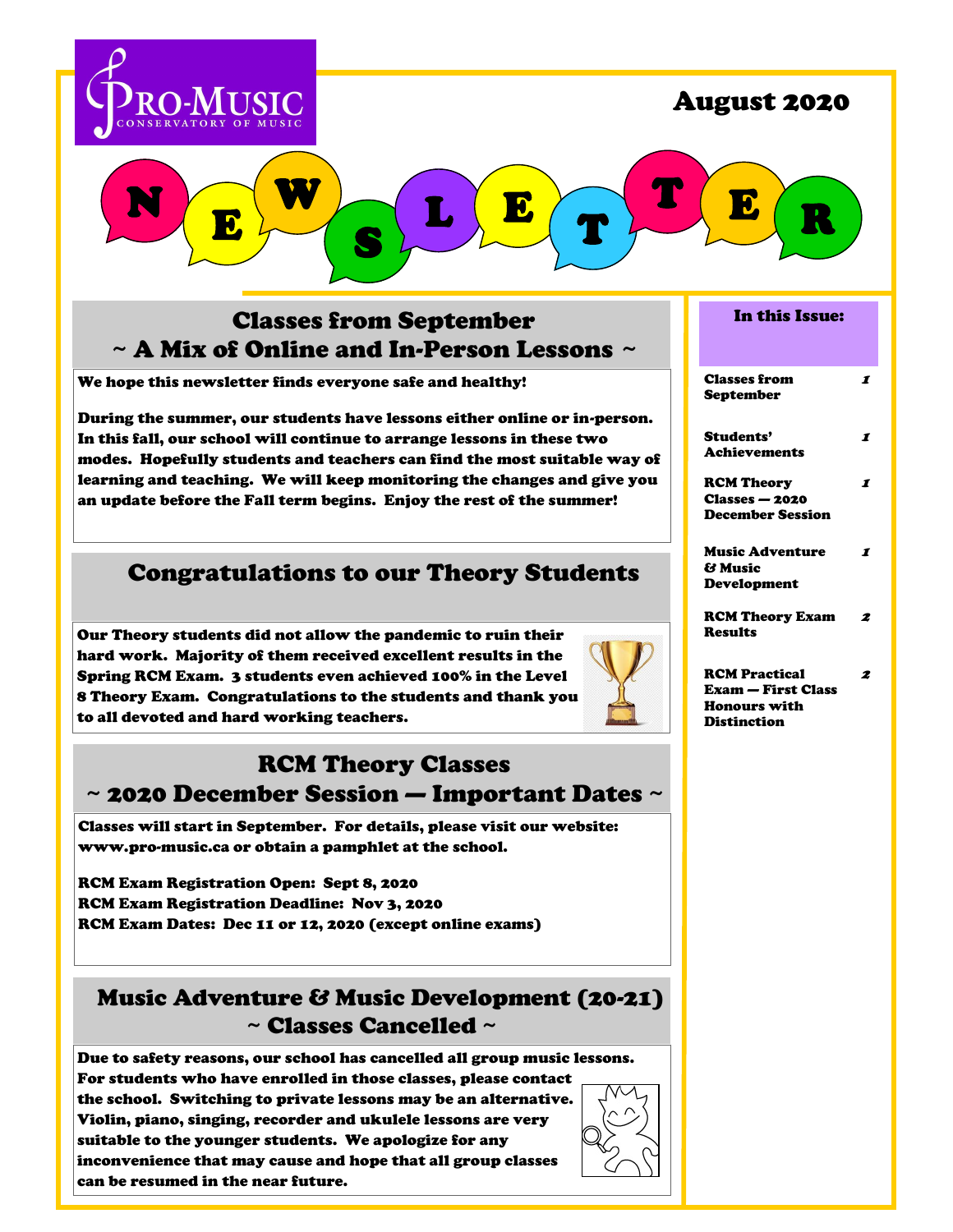Pro-Music Conservatory of Music

August 2020

# NEWSLETTER

## In this Issue:

| | |
|---|---|
| Classes from September | 1 |
| Students' Achievements | 1 |
| RCM Theory Classes — 2020 December Session | 1 |
| Music Adventure & Music Development | 1 |
| RCM Theory Exam Results | 2 |
| RCM Practical Exam — First Class Honours with Distinction | 2 |

## Classes from September ~ A Mix of Online and In-Person Lessons ~

We hope this newsletter finds everyone safe and healthy!

During the summer, our students have lessons either online or in-person. In this fall, our school will continue to arrange lessons in these two modes. Hopefully students and teachers can find the most suitable way of learning and teaching. We will keep monitoring the changes and give you an update before the Fall term begins. Enjoy the rest of the summer!

## Congratulations to our Theory Students

Our Theory students did not allow the pandemic to ruin their hard work. Majority of them received excellent results in the Spring RCM Exam. 3 students even achieved 100% in the Level 8 Theory Exam. Congratulations to the students and thank you to all devoted and hard working teachers.

## RCM Theory Classes ~ 2020 December Session — Important Dates ~

Classes will start in September. For details, please visit our website: www.pro-music.ca or obtain a pamphlet at the school.

RCM Exam Registration Open: Sept 8, 2020
RCM Exam Registration Deadline: Nov 3, 2020
RCM Exam Dates: Dec 11 or 12, 2020 (except online exams)

## Music Adventure & Music Development (20-21) ~ Classes Cancelled ~

Due to safety reasons, our school has cancelled all group music lessons. For students who have enrolled in those classes, please contact the school. Switching to private lessons may be an alternative. Violin, piano, singing, recorder and ukulele lessons are very suitable to the younger students. We apologize for any inconvenience that may cause and hope that all group classes can be resumed in the near future.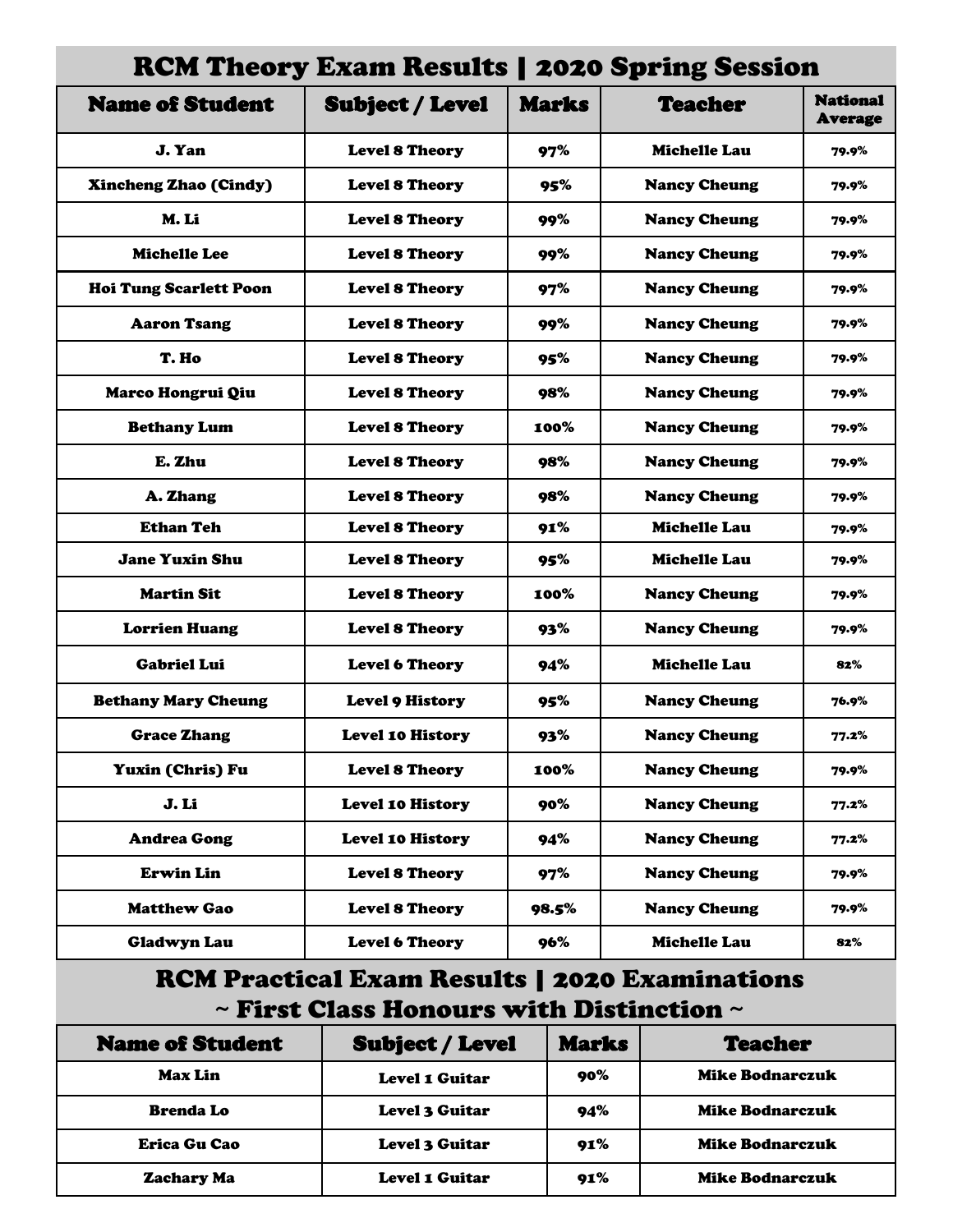## RCM Theory Exam Results | 2020 Spring Session

| Name of Student | Subject / Level | Marks | Teacher | National Average |
|---|---|---|---|---|
| J. Yan | Level 8 Theory | 97% | Michelle Lau | 79.9% |
| Xincheng Zhao (Cindy) | Level 8 Theory | 95% | Nancy Cheung | 79.9% |
| M. Li | Level 8 Theory | 99% | Nancy Cheung | 79.9% |
| Michelle Lee | Level 8 Theory | 99% | Nancy Cheung | 79.9% |
| Hoi Tung Scarlett Poon | Level 8 Theory | 97% | Nancy Cheung | 79.9% |
| Aaron Tsang | Level 8 Theory | 99% | Nancy Cheung | 79.9% |
| T. Ho | Level 8 Theory | 95% | Nancy Cheung | 79.9% |
| Marco Hongrui Qiu | Level 8 Theory | 98% | Nancy Cheung | 79.9% |
| Bethany Lum | Level 8 Theory | 100% | Nancy Cheung | 79.9% |
| E. Zhu | Level 8 Theory | 98% | Nancy Cheung | 79.9% |
| A. Zhang | Level 8 Theory | 98% | Nancy Cheung | 79.9% |
| Ethan Teh | Level 8 Theory | 91% | Michelle Lau | 79.9% |
| Jane Yuxin Shu | Level 8 Theory | 95% | Michelle Lau | 79.9% |
| Martin Sit | Level 8 Theory | 100% | Nancy Cheung | 79.9% |
| Lorrien Huang | Level 8 Theory | 93% | Nancy Cheung | 79.9% |
| Gabriel Lui | Level 6 Theory | 94% | Michelle Lau | 82% |
| Bethany Mary Cheung | Level 9 History | 95% | Nancy Cheung | 76.9% |
| Grace Zhang | Level 10 History | 93% | Nancy Cheung | 77.2% |
| Yuxin (Chris) Fu | Level 8 Theory | 100% | Nancy Cheung | 79.9% |
| J. Li | Level 10 History | 90% | Nancy Cheung | 77.2% |
| Andrea Gong | Level 10 History | 94% | Nancy Cheung | 77.2% |
| Erwin Lin | Level 8 Theory | 97% | Nancy Cheung | 79.9% |
| Matthew Gao | Level 8 Theory | 98.5% | Nancy Cheung | 79.9% |
| Gladwyn Lau | Level 6 Theory | 96% | Michelle Lau | 82% |

## RCM Practical Exam Results | 2020 Examinations
## ~ First Class Honours with Distinction ~

| Name of Student | Subject / Level | Marks | Teacher |
|---|---|---|---|
| Max Lin | Level 1 Guitar | 90% | Mike Bodnarczuk |
| Brenda Lo | Level 3 Guitar | 94% | Mike Bodnarczuk |
| Erica Gu Cao | Level 3 Guitar | 91% | Mike Bodnarczuk |
| Zachary Ma | Level 1 Guitar | 91% | Mike Bodnarczuk |